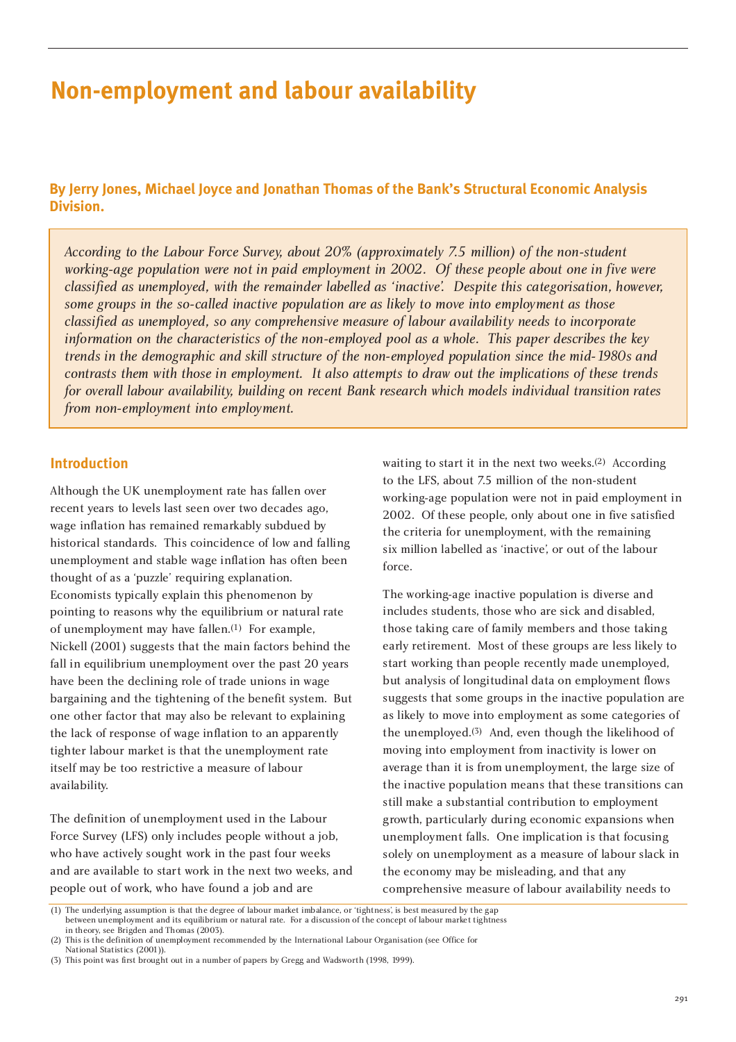# Non-employment and labour availability

## By Jerry Jones, Michael Joyce and Jonathan Thomas of the Bank's Structural Economic Analysis Division.

*According to the Labour Force Survey, about 20% (approximately 7.5 million) of the non-student working-age population were not in paid employment in 2002. Of these people about one in five were classified as unemployed, with the remainder labelled as 'inactive'. Despite this categorisation, however, some groups in the so-called inactive population are as likely to move into employment as those classified as unemployed, so any comprehensive measure of labour availability needs to incorporate information on the characteristics of the non-employed pool as a whole. This paper describes the key trends in the demographic and skill structure of the non-employed population since the mid-1980s and contrasts them with those in employment. It also attempts to draw out the implications of these trends for overall labour availability, building on recent Bank research which models individual transition rates from non-employment into employment.*

## Introduction

Although the UK unemployment rate has fallen over recent years to levels last seen over two decades ago, wage inflation has remained remarkably subdued by historical standards. This coincidence of low and falling unemployment and stable wage inflation has often been thought of as a 'puzzle' requiring explanation. Economists typically explain this phenomenon by pointing to reasons why the equilibrium or natural rate of unemployment may have fallen.[1] For example, Nickell (2001) suggests that the main factors behind the fall in equilibrium unemployment over the past 20 years have been the declining role of trade unions in wage bargaining and the tightening of the benefit system. But one other factor that may also be relevant to explaining the lack of response of wage inflation to an apparently tighter labour market is that the unemployment rate itself may be too restrictive a measure of labour availability.

The definition of unemployment used in the Labour Force Survey (LFS) only includes people without a job, who have actively sought work in the past four weeks and are available to start work in the next two weeks, and people out of work, who have found a job and are waiting to start it in the next two weeks.[2] According to the LFS, about 7.5 million of the non-student working-age population were not in paid employment in 2002. Of these people, only about one in five satisfied the criteria for unemployment, with the remaining six million labelled as 'inactive', or out of the labour force.

The working-age inactive population is diverse and includes students, those who are sick and disabled, those taking care of family members and those taking early retirement. Most of these groups are less likely to start working than people recently made unemployed, but analysis of longitudinal data on employment flows suggests that some groups in the inactive population are as likely to move into employment as some categories of the unemployed.[3] And, even though the likelihood of moving into employment from inactivity is lower on average than it is from unemployment, the large size of the inactive population means that these transitions can still make a substantial contribution to employment growth, particularly during economic expansions when unemployment falls. One implication is that focusing solely on unemployment as a measure of labour slack in the economy may be misleading, and that any comprehensive measure of labour availability needs to

---

(1) The underlying assumption is that the degree of labour market imbalance, or 'tightness', is best measured by the gap between unemployment and its equilibrium or natural rate. For a discussion of the concept of labour market tightness in theory, see Brigden and Thomas (2003).

(2) This is the definition of unemployment recommended by the International Labour Organisation (see Office for National Statistics (2001)).

(3) This point was first brought out in a number of papers by Gregg and Wadsworth (1998, 1999).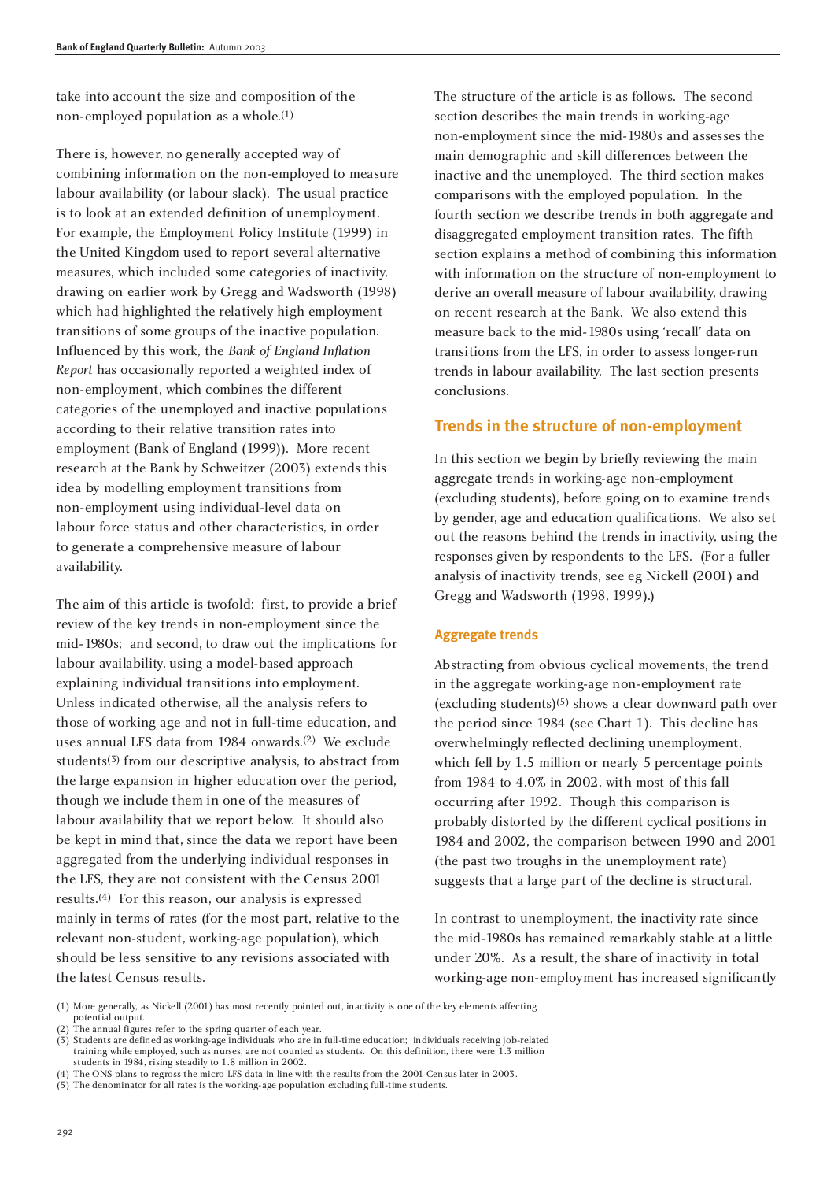take into account the size and composition of the non-employed population as a whole.(1)

There is, however, no generally accepted way of combining information on the non-employed to measure labour availability (or labour slack). The usual practice is to look at an extended definition of unemployment. For example, the Employment Policy Institute (1999) in the United Kingdom used to report several alternative measures, which included some categories of inactivity, drawing on earlier work by Gregg and Wadsworth (1998) which had highlighted the relatively high employment transitions of some groups of the inactive population. Influenced by this work, the *Bank of England Inflation Report* has occasionally reported a weighted index of non-employment, which combines the different categories of the unemployed and inactive populations according to their relative transition rates into employment (Bank of England (1999)). More recent research at the Bank by Schweitzer (2003) extends this idea by modelling employment transitions from non-employment using individual-level data on labour force status and other characteristics, in order to generate a comprehensive measure of labour availability.

The aim of this article is twofold: first, to provide a brief review of the key trends in non-employment since the mid-1980s; and second, to draw out the implications for labour availability, using a model-based approach explaining individual transitions into employment. Unless indicated otherwise, all the analysis refers to those of working age and not in full-time education, and uses annual LFS data from 1984 onwards.(2) We exclude students(3) from our descriptive analysis, to abstract from the large expansion in higher education over the period, though we include them in one of the measures of labour availability that we report below. It should also be kept in mind that, since the data we report have been aggregated from the underlying individual responses in the LFS, they are not consistent with the Census 2001 results.(4) For this reason, our analysis is expressed mainly in terms of rates (for the most part, relative to the relevant non-student, working-age population), which should be less sensitive to any revisions associated with the latest Census results.

The structure of the article is as follows. The second section describes the main trends in working-age non-employment since the mid-1980s and assesses the main demographic and skill differences between the inactive and the unemployed. The third section makes comparisons with the employed population. In the fourth section we describe trends in both aggregate and disaggregated employment transition rates. The fifth section explains a method of combining this information with information on the structure of non-employment to derive an overall measure of labour availability, drawing on recent research at the Bank. We also extend this measure back to the mid-1980s using 'recall' data on transitions from the LFS, in order to assess longer-run trends in labour availability. The last section presents conclusions.

## Trends in the structure of non-employment

In this section we begin by briefly reviewing the main aggregate trends in working-age non-employment (excluding students), before going on to examine trends by gender, age and education qualifications. We also set out the reasons behind the trends in inactivity, using the responses given by respondents to the LFS. (For a fuller analysis of inactivity trends, see eg Nickell (2001) and Gregg and Wadsworth (1998, 1999).)

### Aggregate trends

Abstracting from obvious cyclical movements, the trend in the aggregate working-age non-employment rate (excluding students)(5) shows a clear downward path over the period since 1984 (see Chart 1). This decline has overwhelmingly reflected declining unemployment, which fell by 1.5 million or nearly 5 percentage points from 1984 to 4.0% in 2002, with most of this fall occurring after 1992. Though this comparison is probably distorted by the different cyclical positions in 1984 and 2002, the comparison between 1990 and 2001 (the past two troughs in the unemployment rate) suggests that a large part of the decline is structural.

In contrast to unemployment, the inactivity rate since the mid-1980s has remained remarkably stable at a little under 20%. As a result, the share of inactivity in total working-age non-employment has increased significantly

(1) More generally, as Nickell (2001) has most recently pointed out, inactivity is one of the key elements affecting potential output.
(2) The annual figures refer to the spring quarter of each year.
(3) Students are defined as working-age individuals who are in full-time education; individuals receiving job-related training while employed, such as nurses, are not counted as students. On this definition, there were 1.3 million students in 1984, rising steadily to 1.8 million in 2002.
(4) The ONS plans to regross the micro LFS data in line with the results from the 2001 Census later in 2003.
(5) The denominator for all rates is the working-age population excluding full-time students.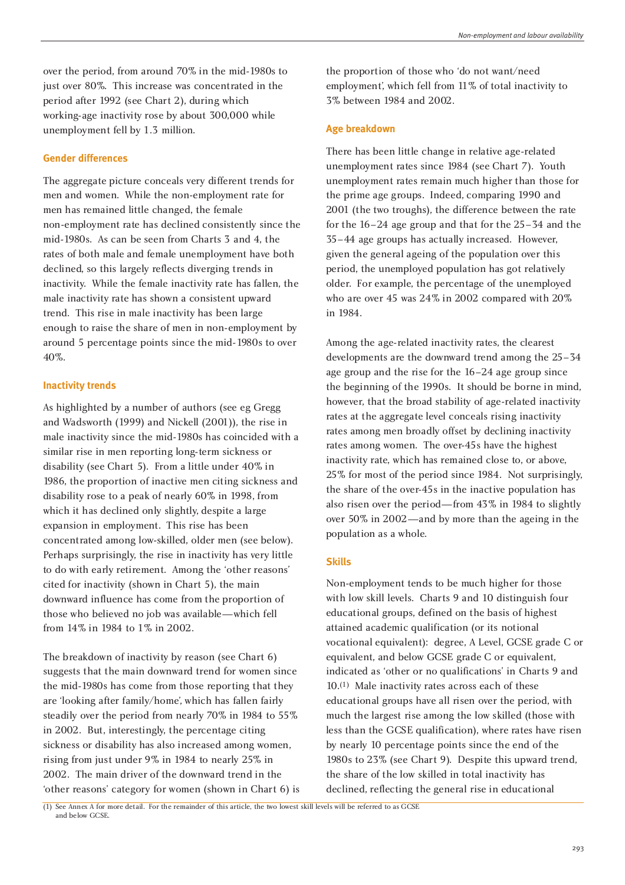over the period, from around 70% in the mid-1980s to just over 80%. This increase was concentrated in the period after 1992 (see Chart 2), during which working-age inactivity rose by about 300,000 while unemployment fell by 1.3 million.

### Gender differences

The aggregate picture conceals very different trends for men and women. While the non-employment rate for men has remained little changed, the female non-employment rate has declined consistently since the mid-1980s. As can be seen from Charts 3 and 4, the rates of both male and female unemployment have both declined, so this largely reflects diverging trends in inactivity. While the female inactivity rate has fallen, the male inactivity rate has shown a consistent upward trend. This rise in male inactivity has been large enough to raise the share of men in non-employment by around 5 percentage points since the mid-1980s to over 40%.

### Inactivity trends

As highlighted by a number of authors (see eg Gregg and Wadsworth (1999) and Nickell (2001)), the rise in male inactivity since the mid-1980s has coincided with a similar rise in men reporting long-term sickness or disability (see Chart 5). From a little under 40% in 1986, the proportion of inactive men citing sickness and disability rose to a peak of nearly 60% in 1998, from which it has declined only slightly, despite a large expansion in employment. This rise has been concentrated among low-skilled, older men (see below). Perhaps surprisingly, the rise in inactivity has very little to do with early retirement. Among the 'other reasons' cited for inactivity (shown in Chart 5), the main downward influence has come from the proportion of those who believed no job was available—which fell from 14% in 1984 to 1% in 2002.

The breakdown of inactivity by reason (see Chart 6) suggests that the main downward trend for women since the mid-1980s has come from those reporting that they are 'looking after family/home', which has fallen fairly steadily over the period from nearly 70% in 1984 to 55% in 2002. But, interestingly, the percentage citing sickness or disability has also increased among women, rising from just under 9% in 1984 to nearly 25% in 2002. The main driver of the downward trend in the 'other reasons' category for women (shown in Chart 6) is the proportion of those who 'do not want/need employment', which fell from 11% of total inactivity to 3% between 1984 and 2002.

### Age breakdown

There has been little change in relative age-related unemployment rates since 1984 (see Chart 7). Youth unemployment rates remain much higher than those for the prime age groups. Indeed, comparing 1990 and 2001 (the two troughs), the difference between the rate for the 16–24 age group and that for the 25–34 and the 35–44 age groups has actually increased. However, given the general ageing of the population over this period, the unemployed population has got relatively older. For example, the percentage of the unemployed who are over 45 was 24% in 2002 compared with 20% in 1984.

Among the age-related inactivity rates, the clearest developments are the downward trend among the 25–34 age group and the rise for the 16–24 age group since the beginning of the 1990s. It should be borne in mind, however, that the broad stability of age-related inactivity rates at the aggregate level conceals rising inactivity rates among men broadly offset by declining inactivity rates among women. The over-45s have the highest inactivity rate, which has remained close to, or above, 25% for most of the period since 1984. Not surprisingly, the share of the over-45s in the inactive population has also risen over the period—from 43% in 1984 to slightly over 50% in 2002—and by more than the ageing in the population as a whole.

### Skills

Non-employment tends to be much higher for those with low skill levels. Charts 9 and 10 distinguish four educational groups, defined on the basis of highest attained academic qualification (or its notional vocational equivalent): degree, A Level, GCSE grade C or equivalent, and below GCSE grade C or equivalent, indicated as 'other or no qualifications' in Charts 9 and 10.[1] Male inactivity rates across each of these educational groups have all risen over the period, with much the largest rise among the low skilled (those with less than the GCSE qualification), where rates have risen by nearly 10 percentage points since the end of the 1980s to 23% (see Chart 9). Despite this upward trend, the share of the low skilled in total inactivity has declined, reflecting the general rise in educational

(1) See Annex A for more detail. For the remainder of this article, the two lowest skill levels will be referred to as GCSE and below GCSE.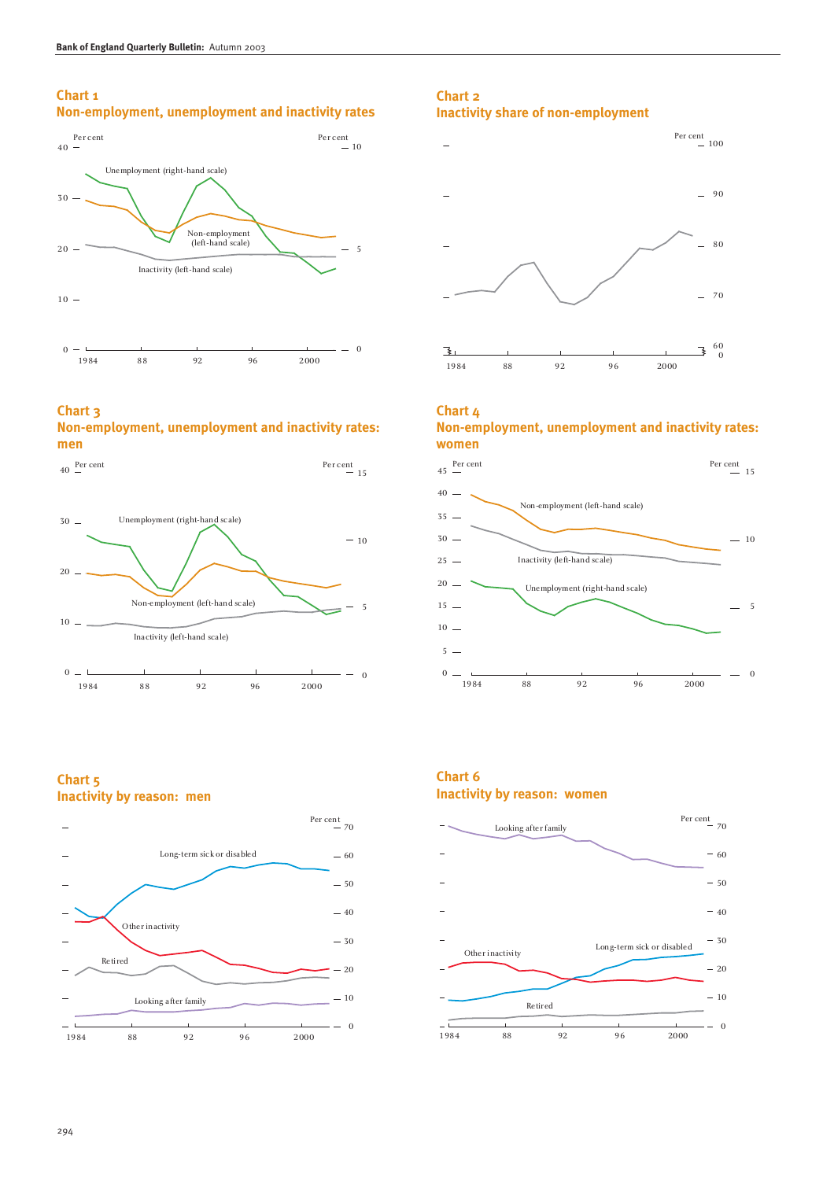### Chart 1
### Non-employment, unemployment and inactivity rates

Per cent (left-hand scale: 0–40); Per cent (right-hand scale: 0–10)

Unemployment (right-hand scale)

Non-employment (left-hand scale)

Inactivity (left-hand scale)

1984, 88, 92, 96, 2000

### Chart 2
### Inactivity share of non-employment

Per cent (0, 60–100)

1984, 88, 92, 96, 2000

### Chart 3
### Non-employment, unemployment and inactivity rates: men

Per cent (left-hand scale: 0–40); Per cent (right-hand scale: 0–15)

Unemployment (right-hand scale)

Non-employment (left-hand scale)

Inactivity (left-hand scale)

1984, 88, 92, 96, 2000

### Chart 4
### Non-employment, unemployment and inactivity rates: women

Per cent (left-hand scale: 0–45); Per cent (right-hand scale: 0–15)

Non-employment (left-hand scale)

Inactivity (left-hand scale)

Unemployment (right-hand scale)

1984, 88, 92, 96, 2000

### Chart 5
### Inactivity by reason: men

Per cent (0–70)

Long-term sick or disabled

Other inactivity

Retired

Looking after family

1984, 88, 92, 96, 2000

### Chart 6
### Inactivity by reason: women

Per cent (0–70)

Looking after family

Other inactivity

Long-term sick or disabled

Retired

1984, 88, 92, 96, 2000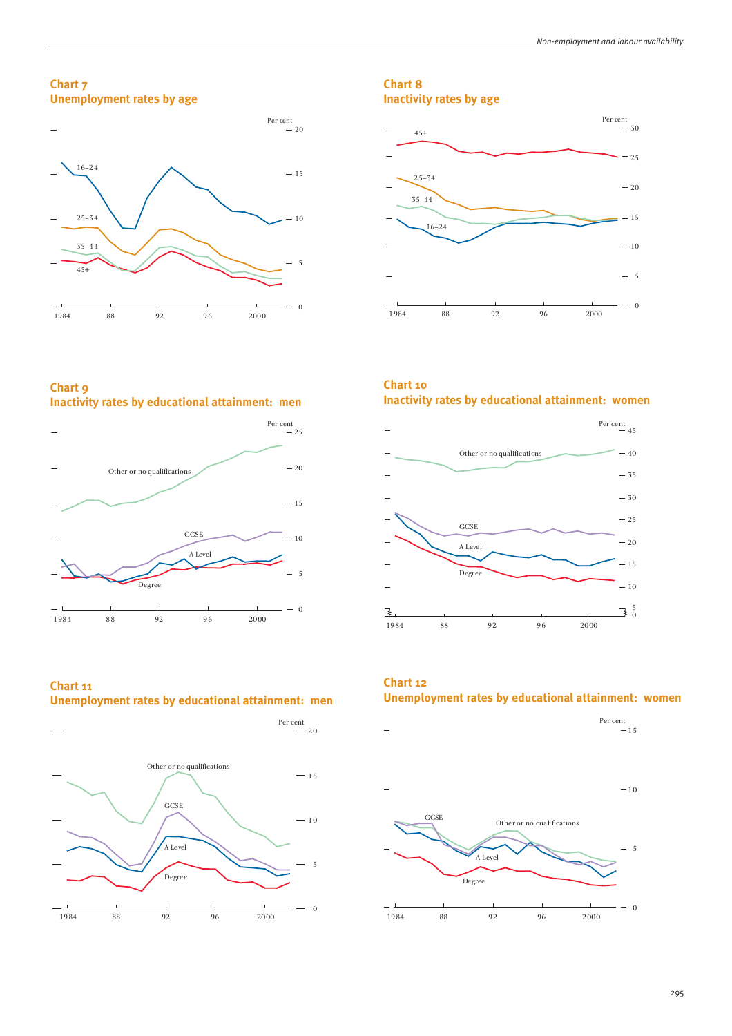### Chart 7
### Unemployment rates by age

Per cent

16–24

25–34

35–44

45+

1984 88 92 96 2000

### Chart 8
### Inactivity rates by age

Per cent

45+

25–34

35–44

16–24

1984 88 92 96 2000

### Chart 9
### Inactivity rates by educational attainment: men

Per cent

Other or no qualifications

GCSE

A Level

Degree

1984 88 92 96 2000

### Chart 10
### Inactivity rates by educational attainment: women

Per cent

Other or no qualifications

GCSE

A Level

Degree

1984 88 92 96 2000

### Chart 11
### Unemployment rates by educational attainment: men

Per cent

Other or no qualifications

GCSE

A Level

Degree

1984 88 92 96 2000

### Chart 12
### Unemployment rates by educational attainment: women

Per cent

GCSE

Other or no qualifications

A Level

Degree

1984 88 92 96 2000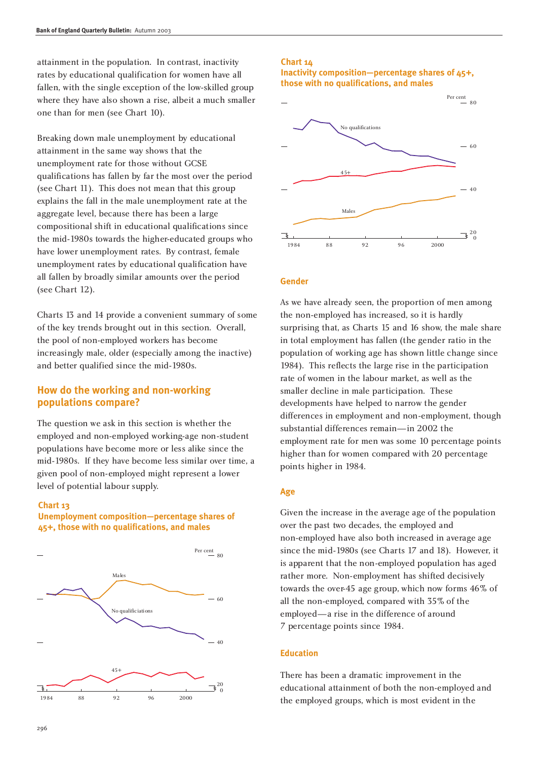attainment in the population. In contrast, inactivity rates by educational qualification for women have all fallen, with the single exception of the low-skilled group where they have also shown a rise, albeit a much smaller one than for men (see Chart 10).

Breaking down male unemployment by educational attainment in the same way shows that the unemployment rate for those without GCSE qualifications has fallen by far the most over the period (see Chart 11). This does not mean that this group explains the fall in the male unemployment rate at the aggregate level, because there has been a large compositional shift in educational qualifications since the mid-1980s towards the higher-educated groups who have lower unemployment rates. By contrast, female unemployment rates by educational qualification have all fallen by broadly similar amounts over the period (see Chart 12).

Charts 13 and 14 provide a convenient summary of some of the key trends brought out in this section. Overall, the pool of non-employed workers has become increasingly male, older (especially among the inactive) and better qualified since the mid-1980s.

## How do the working and non-working populations compare?

The question we ask in this section is whether the employed and non-employed working-age non-student populations have become more or less alike since the mid-1980s. If they have become less similar over time, a given pool of non-employed might represent a lower level of potential labour supply.

**Chart 13**
**Unemployment composition—percentage shares of 45+, those with no qualifications, and males**

**Chart 14**
**Inactivity composition—percentage shares of 45+, those with no qualifications, and males**

### Gender

As we have already seen, the proportion of men among the non-employed has increased, so it is hardly surprising that, as Charts 15 and 16 show, the male share in total employment has fallen (the gender ratio in the population of working age has shown little change since 1984). This reflects the large rise in the participation rate of women in the labour market, as well as the smaller decline in male participation. These developments have helped to narrow the gender differences in employment and non-employment, though substantial differences remain—in 2002 the employment rate for men was some 10 percentage points higher than for women compared with 20 percentage points higher in 1984.

### Age

Given the increase in the average age of the population over the past two decades, the employed and non-employed have also both increased in average age since the mid-1980s (see Charts 17 and 18). However, it is apparent that the non-employed population has aged rather more. Non-employment has shifted decisively towards the over-45 age group, which now forms 46% of all the non-employed, compared with 35% of the employed—a rise in the difference of around 7 percentage points since 1984.

### Education

There has been a dramatic improvement in the educational attainment of both the non-employed and the employed groups, which is most evident in the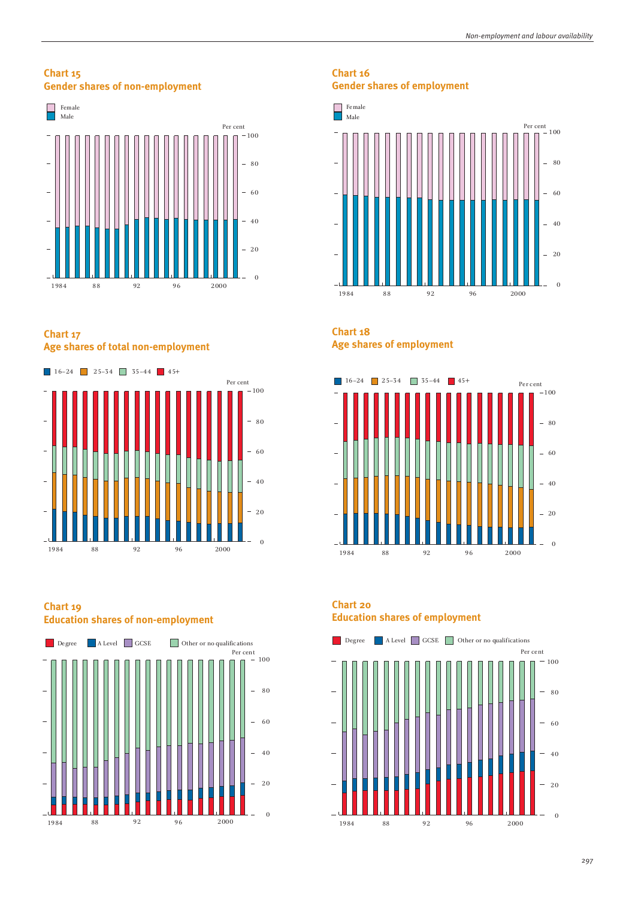## Chart 15
## Gender shares of non-employment

Female
Male

Per cent

1984 88 92 96 2000

## Chart 16
## Gender shares of employment

Female
Male

Per cent

1984 88 92 96 2000

## Chart 17
## Age shares of total non-employment

16–24 25–34 35–44 45+

Per cent

1984 88 92 96 2000

## Chart 18
## Age shares of employment

16–24 25–34 35–44 45+

Per cent

1984 88 92 96 2000

## Chart 19
## Education shares of non-employment

Degree A Level GCSE Other or no qualifications

Per cent

1984 88 92 96 2000

## Chart 20
## Education shares of employment

Degree A Level GCSE Other or no qualifications

Per cent

1984 88 92 96 2000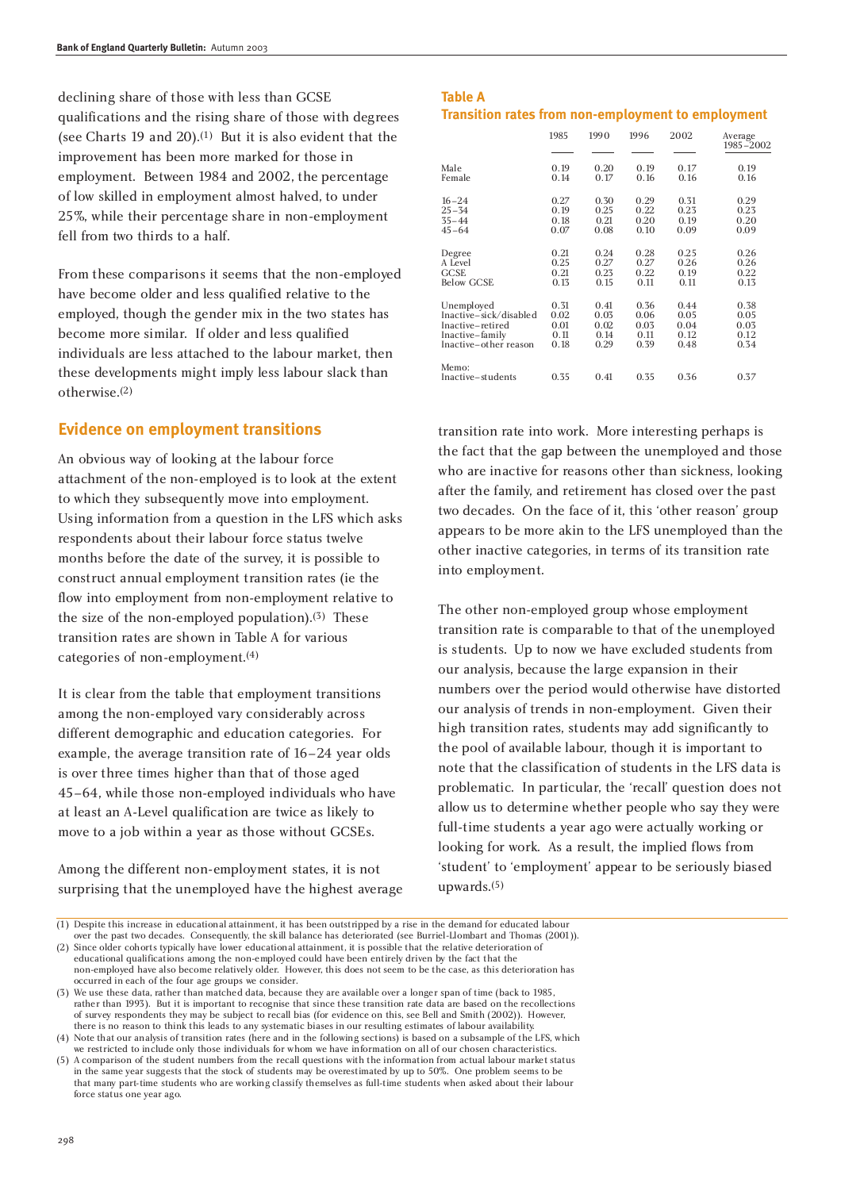declining share of those with less than GCSE qualifications and the rising share of those with degrees (see Charts 19 and 20).[1] But it is also evident that the improvement has been more marked for those in employment. Between 1984 and 2002, the percentage of low skilled in employment almost halved, to under 25%, while their percentage share in non-employment fell from two thirds to a half.

From these comparisons it seems that the non-employed have become older and less qualified relative to the employed, though the gender mix in the two states has become more similar. If older and less qualified individuals are less attached to the labour market, then these developments might imply less labour slack than otherwise.[2]

## Evidence on employment transitions

An obvious way of looking at the labour force attachment of the non-employed is to look at the extent to which they subsequently move into employment. Using information from a question in the LFS which asks respondents about their labour force status twelve months before the date of the survey, it is possible to construct annual employment transition rates (ie the flow into employment from non-employment relative to the size of the non-employed population).[3] These transition rates are shown in Table A for various categories of non-employment.[4]

It is clear from the table that employment transitions among the non-employed vary considerably across different demographic and education categories. For example, the average transition rate of 16–24 year olds is over three times higher than that of those aged 45–64, while those non-employed individuals who have at least an A-Level qualification are twice as likely to move to a job within a year as those without GCSEs.

Among the different non-employment states, it is not surprising that the unemployed have the highest average transition rate into work. More interesting perhaps is the fact that the gap between the unemployed and those who are inactive for reasons other than sickness, looking after the family, and retirement has closed over the past two decades. On the face of it, this 'other reason' group appears to be more akin to the LFS unemployed than the other inactive categories, in terms of its transition rate into employment.

The other non-employed group whose employment transition rate is comparable to that of the unemployed is students. Up to now we have excluded students from our analysis, because the large expansion in their numbers over the period would otherwise have distorted our analysis of trends in non-employment. Given their high transition rates, students may add significantly to the pool of available labour, though it is important to note that the classification of students in the LFS data is problematic. In particular, the 'recall' question does not allow us to determine whether people who say they were full-time students a year ago were actually working or looking for work. As a result, the implied flows from 'student' to 'employment' appear to be seriously biased upwards.[5]

**Table A**
**Transition rates from non-employment to employment**

| | 1985 | 1990 | 1996 | 2002 | Average 1985–2002 |
|---|---|---|---|---|---|
| Male | 0.19 | 0.20 | 0.19 | 0.17 | 0.19 |
| Female | 0.14 | 0.17 | 0.16 | 0.16 | 0.16 |
| 16–24 | 0.27 | 0.30 | 0.29 | 0.31 | 0.29 |
| 25–34 | 0.19 | 0.25 | 0.22 | 0.23 | 0.23 |
| 35–44 | 0.18 | 0.21 | 0.20 | 0.19 | 0.20 |
| 45–64 | 0.07 | 0.08 | 0.10 | 0.09 | 0.09 |
| Degree | 0.21 | 0.24 | 0.28 | 0.25 | 0.26 |
| A Level | 0.25 | 0.27 | 0.27 | 0.26 | 0.26 |
| GCSE | 0.21 | 0.23 | 0.22 | 0.19 | 0.22 |
| Below GCSE | 0.13 | 0.15 | 0.11 | 0.11 | 0.13 |
| Unemployed | 0.31 | 0.41 | 0.36 | 0.44 | 0.38 |
| Inactive–sick/disabled | 0.02 | 0.03 | 0.06 | 0.05 | 0.05 |
| Inactive–retired | 0.01 | 0.02 | 0.03 | 0.04 | 0.03 |
| Inactive–family | 0.11 | 0.14 | 0.11 | 0.12 | 0.12 |
| Inactive–other reason | 0.18 | 0.29 | 0.39 | 0.48 | 0.34 |
| Memo: | | | | | |
| Inactive–students | 0.35 | 0.41 | 0.35 | 0.36 | 0.37 |

(1) Despite this increase in educational attainment, it has been outstripped by a rise in the demand for educated labour over the past two decades. Consequently, the skill balance has deteriorated (see Burriel-Llombart and Thomas (2001)).

(2) Since older cohorts typically have lower educational attainment, it is possible that the relative deterioration of educational qualifications among the non-employed could have been entirely driven by the fact that the non-employed have also become relatively older. However, this does not seem to be the case, as this deterioration has occurred in each of the four age groups we consider.

(3) We use these data, rather than matched data, because they are available over a longer span of time (back to 1985, rather than 1993). But it is important to recognise that since these transition rate data are based on the recollections of survey respondents they may be subject to recall bias (for evidence on this, see Bell and Smith (2002)). However, there is no reason to think this leads to any systematic biases in our resulting estimates of labour availability.

(4) Note that our analysis of transition rates (here and in the following sections) is based on a subsample of the LFS, which we restricted to include only those individuals for whom we have information on all of our chosen characteristics.

(5) A comparison of the student numbers from the recall questions with the information from actual labour market status in the same year suggests that the stock of students may be overestimated by up to 50%. One problem seems to be that many part-time students who are working classify themselves as full-time students when asked about their labour force status one year ago.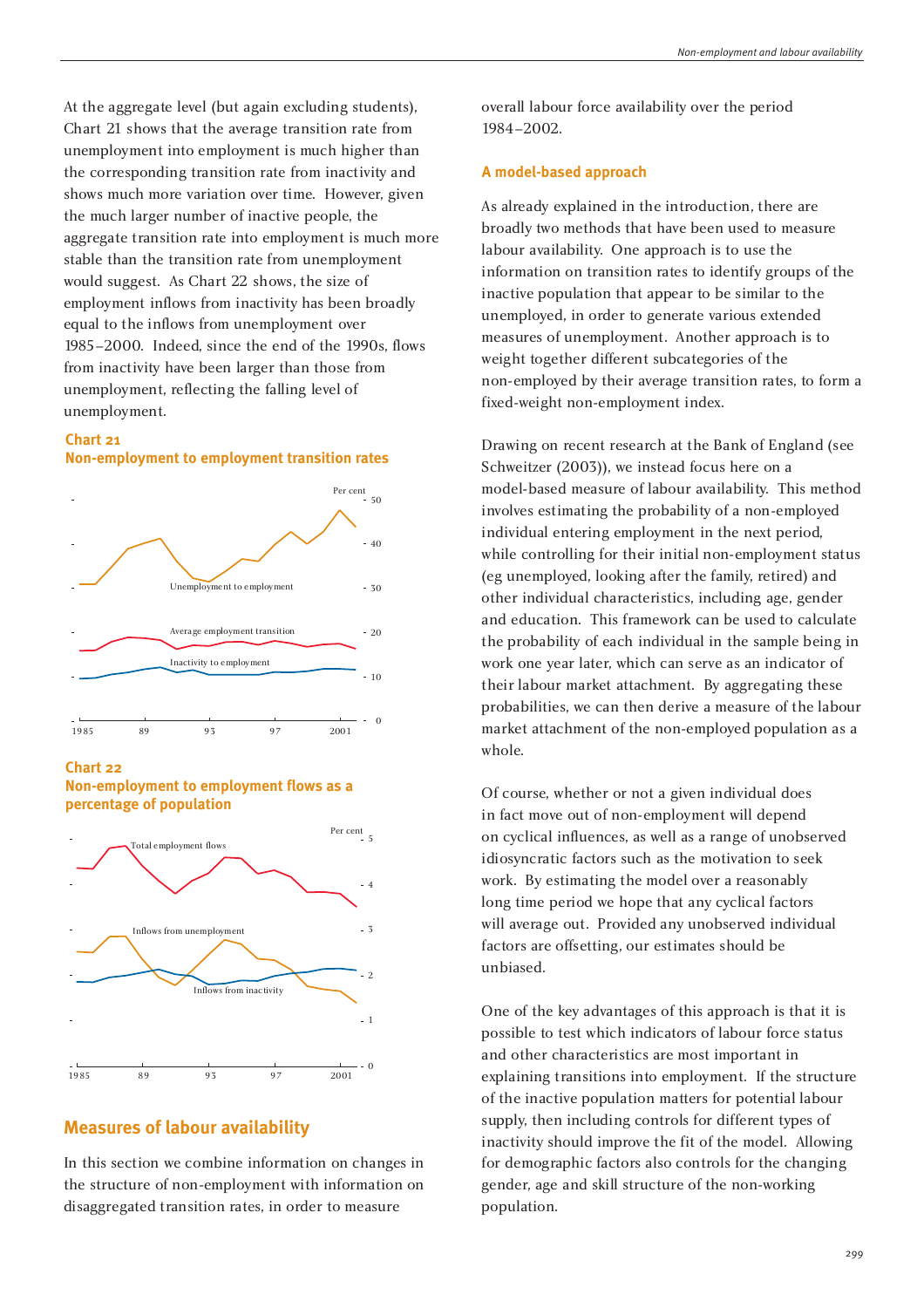At the aggregate level (but again excluding students), Chart 21 shows that the average transition rate from unemployment into employment is much higher than the corresponding transition rate from inactivity and shows much more variation over time. However, given the much larger number of inactive people, the aggregate transition rate into employment is much more stable than the transition rate from unemployment would suggest. As Chart 22 shows, the size of employment inflows from inactivity has been broadly equal to the inflows from unemployment over 1985–2000. Indeed, since the end of the 1990s, flows from inactivity have been larger than those from unemployment, reflecting the falling level of unemployment.

**Chart 21**
**Non-employment to employment transition rates**

**Chart 22**
**Non-employment to employment flows as a percentage of population**

## Measures of labour availability

In this section we combine information on changes in the structure of non-employment with information on disaggregated transition rates, in order to measure overall labour force availability over the period 1984–2002.

### A model-based approach

As already explained in the introduction, there are broadly two methods that have been used to measure labour availability. One approach is to use the information on transition rates to identify groups of the inactive population that appear to be similar to the unemployed, in order to generate various extended measures of unemployment. Another approach is to weight together different subcategories of the non-employed by their average transition rates, to form a fixed-weight non-employment index.

Drawing on recent research at the Bank of England (see Schweitzer (2003)), we instead focus here on a model-based measure of labour availability. This method involves estimating the probability of a non-employed individual entering employment in the next period, while controlling for their initial non-employment status (eg unemployed, looking after the family, retired) and other individual characteristics, including age, gender and education. This framework can be used to calculate the probability of each individual in the sample being in work one year later, which can serve as an indicator of their labour market attachment. By aggregating these probabilities, we can then derive a measure of the labour market attachment of the non-employed population as a whole.

Of course, whether or not a given individual does in fact move out of non-employment will depend on cyclical influences, as well as a range of unobserved idiosyncratic factors such as the motivation to seek work. By estimating the model over a reasonably long time period we hope that any cyclical factors will average out. Provided any unobserved individual factors are offsetting, our estimates should be unbiased.

One of the key advantages of this approach is that it is possible to test which indicators of labour force status and other characteristics are most important in explaining transitions into employment. If the structure of the inactive population matters for potential labour supply, then including controls for different types of inactivity should improve the fit of the model. Allowing for demographic factors also controls for the changing gender, age and skill structure of the non-working population.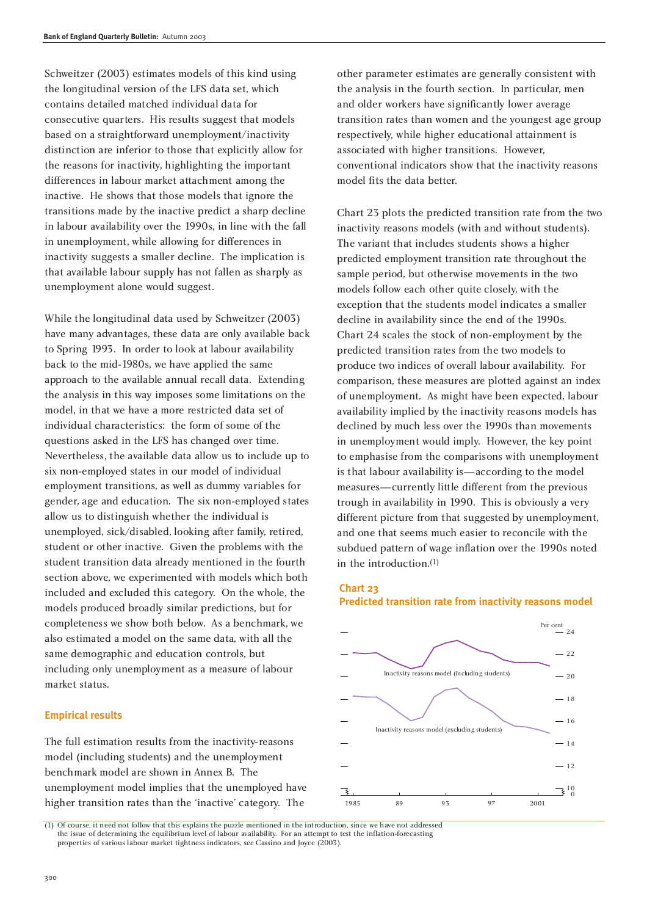Schweitzer (2003) estimates models of this kind using the longitudinal version of the LFS data set, which contains detailed matched individual data for consecutive quarters. His results suggest that models based on a straightforward unemployment/inactivity distinction are inferior to those that explicitly allow for the reasons for inactivity, highlighting the important differences in labour market attachment among the inactive. He shows that those models that ignore the transitions made by the inactive predict a sharp decline in labour availability over the 1990s, in line with the fall in unemployment, while allowing for differences in inactivity suggests a smaller decline. The implication is that available labour supply has not fallen as sharply as unemployment alone would suggest.

While the longitudinal data used by Schweitzer (2003) have many advantages, these data are only available back to Spring 1993. In order to look at labour availability back to the mid-1980s, we have applied the same approach to the available annual recall data. Extending the analysis in this way imposes some limitations on the model, in that we have a more restricted data set of individual characteristics: the form of some of the questions asked in the LFS has changed over time. Nevertheless, the available data allow us to include up to six non-employed states in our model of individual employment transitions, as well as dummy variables for gender, age and education. The six non-employed states allow us to distinguish whether the individual is unemployed, sick/disabled, looking after family, retired, student or other inactive. Given the problems with the student transition data already mentioned in the fourth section above, we experimented with models which both included and excluded this category. On the whole, the models produced broadly similar predictions, but for completeness we show both below. As a benchmark, we also estimated a model on the same data, with all the same demographic and education controls, but including only unemployment as a measure of labour market status.

### Empirical results

The full estimation results from the inactivity-reasons model (including students) and the unemployment benchmark model are shown in Annex B. The unemployment model implies that the unemployed have higher transition rates than the 'inactive' category. The other parameter estimates are generally consistent with the analysis in the fourth section. In particular, men and older workers have significantly lower average transition rates than women and the youngest age group respectively, while higher educational attainment is associated with higher transitions. However, conventional indicators show that the inactivity reasons model fits the data better.

Chart 23 plots the predicted transition rate from the two inactivity reasons models (with and without students). The variant that includes students shows a higher predicted employment transition rate throughout the sample period, but otherwise movements in the two models follow each other quite closely, with the exception that the students model indicates a smaller decline in availability since the end of the 1990s. Chart 24 scales the stock of non-employment by the predicted transition rates from the two models to produce two indices of overall labour availability. For comparison, these measures are plotted against an index of unemployment. As might have been expected, labour availability implied by the inactivity reasons models has declined by much less over the 1990s than movements in unemployment would imply. However, the key point to emphasise from the comparisons with unemployment is that labour availability is—according to the model measures—currently little different from the previous trough in availability in 1990. This is obviously a very different picture from that suggested by unemployment, and one that seems much easier to reconcile with the subdued pattern of wage inflation over the 1990s noted in the introduction.[(1)]

**Chart 23**
**Predicted transition rate from inactivity reasons model**

(1) Of course, it need not follow that this explains the puzzle mentioned in the introduction, since we have not addressed the issue of determining the equilibrium level of labour availability. For an attempt to test the inflation-forecasting properties of various labour market tightness indicators, see Cassino and Joyce (2003).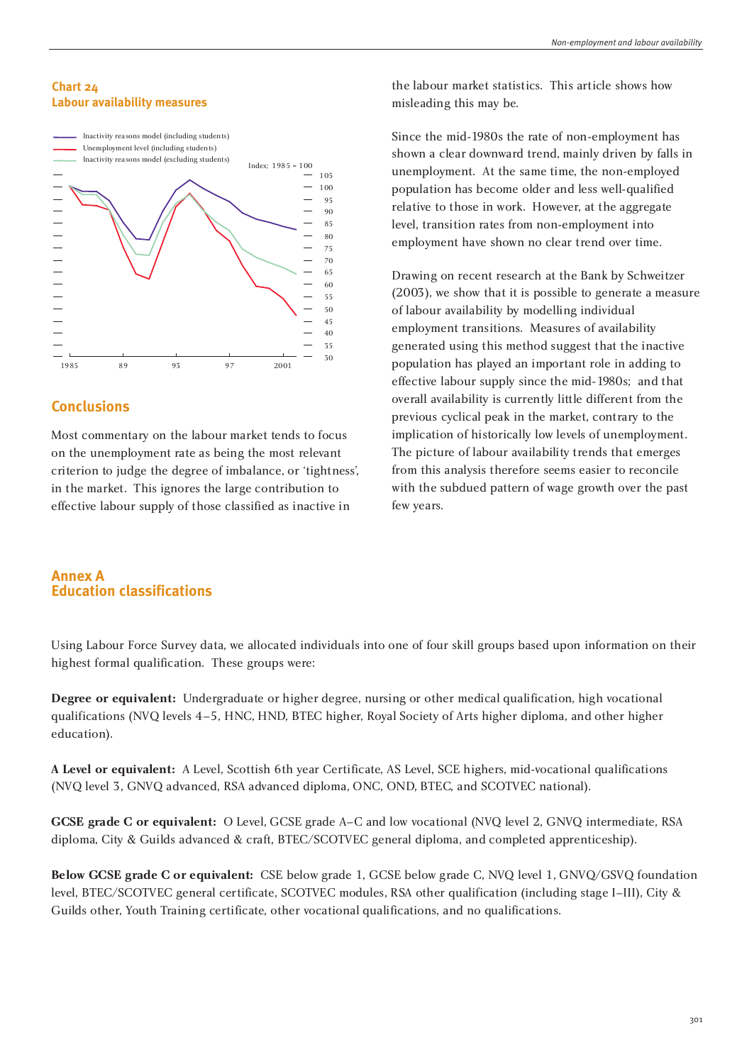### Chart 24
### Labour availability measures

## Conclusions

Most commentary on the labour market tends to focus on the unemployment rate as being the most relevant criterion to judge the degree of imbalance, or 'tightness', in the market. This ignores the large contribution to effective labour supply of those classified as inactive in the labour market statistics. This article shows how misleading this may be.

Since the mid-1980s the rate of non-employment has shown a clear downward trend, mainly driven by falls in unemployment. At the same time, the non-employed population has become older and less well-qualified relative to those in work. However, at the aggregate level, transition rates from non-employment into employment have shown no clear trend over time.

Drawing on recent research at the Bank by Schweitzer (2003), we show that it is possible to generate a measure of labour availability by modelling individual employment transitions. Measures of availability generated using this method suggest that the inactive population has played an important role in adding to effective labour supply since the mid-1980s; and that overall availability is currently little different from the previous cyclical peak in the market, contrary to the implication of historically low levels of unemployment. The picture of labour availability trends that emerges from this analysis therefore seems easier to reconcile with the subdued pattern of wage growth over the past few years.

## Annex A
## Education classifications

Using Labour Force Survey data, we allocated individuals into one of four skill groups based upon information on their highest formal qualification. These groups were:

**Degree or equivalent:** Undergraduate or higher degree, nursing or other medical qualification, high vocational qualifications (NVQ levels 4–5, HNC, HND, BTEC higher, Royal Society of Arts higher diploma, and other higher education).

**A Level or equivalent:** A Level, Scottish 6th year Certificate, AS Level, SCE highers, mid-vocational qualifications (NVQ level 3, GNVQ advanced, RSA advanced diploma, ONC, OND, BTEC, and SCOTVEC national).

**GCSE grade C or equivalent:** O Level, GCSE grade A–C and low vocational (NVQ level 2, GNVQ intermediate, RSA diploma, City & Guilds advanced & craft, BTEC/SCOTVEC general diploma, and completed apprenticeship).

**Below GCSE grade C or equivalent:** CSE below grade 1, GCSE below grade C, NVQ level 1, GNVQ/GSVQ foundation level, BTEC/SCOTVEC general certificate, SCOTVEC modules, RSA other qualification (including stage I–III), City & Guilds other, Youth Training certificate, other vocational qualifications, and no qualifications.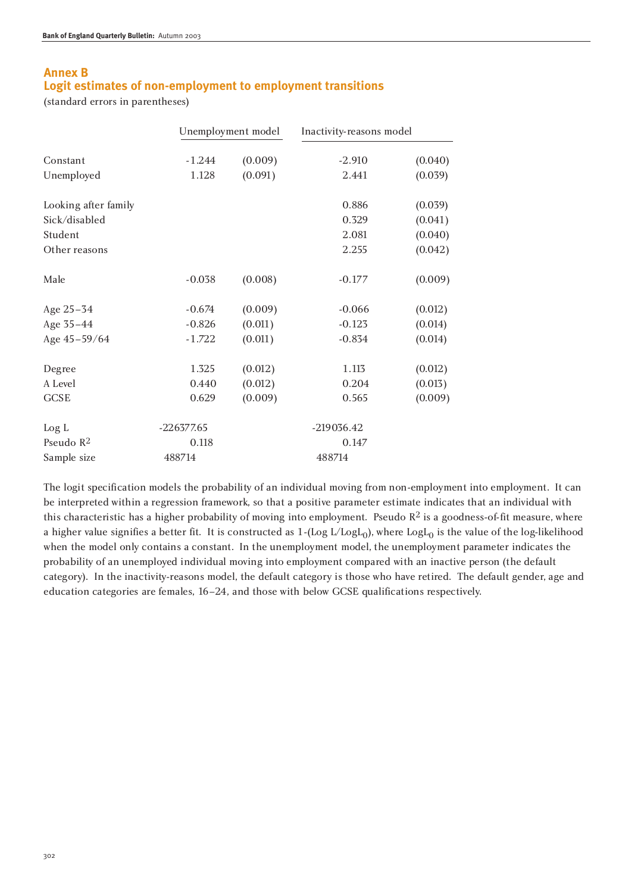## Annex B
## Logit estimates of non-employment to employment transitions

(standard errors in parentheses)

| | Unemployment model | | Inactivity-reasons model | |
|---|---|---|---|---|
| Constant | -1.244 | (0.009) | -2.910 | (0.040) |
| Unemployed | 1.128 | (0.091) | 2.441 | (0.039) |
| Looking after family | | | 0.886 | (0.039) |
| Sick/disabled | | | 0.329 | (0.041) |
| Student | | | 2.081 | (0.040) |
| Other reasons | | | 2.255 | (0.042) |
| Male | -0.038 | (0.008) | -0.177 | (0.009) |
| Age 25–34 | -0.674 | (0.009) | -0.066 | (0.012) |
| Age 35–44 | -0.826 | (0.011) | -0.123 | (0.014) |
| Age 45–59/64 | -1.722 | (0.011) | -0.834 | (0.014) |
| Degree | 1.325 | (0.012) | 1.113 | (0.012) |
| A Level | 0.440 | (0.012) | 0.204 | (0.013) |
| GCSE | 0.629 | (0.009) | 0.565 | (0.009) |
| Log L | -226377.65 | | -219036.42 | |
| Pseudo $R^2$ | 0.118 | | 0.147 | |
| Sample size | 488714 | | 488714 | |

The logit specification models the probability of an individual moving from non-employment into employment. It can be interpreted within a regression framework, so that a positive parameter estimate indicates that an individual with this characteristic has a higher probability of moving into employment. Pseudo $R^2$ is a goodness-of-fit measure, where a higher value signifies a better fit. It is constructed as $1\text{-}(\text{Log L}/\text{LogL}_0)$, where $\text{LogL}_0$ is the value of the log-likelihood when the model only contains a constant. In the unemployment model, the unemployment parameter indicates the probability of an unemployed individual moving into employment compared with an inactive person (the default category). In the inactivity-reasons model, the default category is those who have retired. The default gender, age and education categories are females, 16–24, and those with below GCSE qualifications respectively.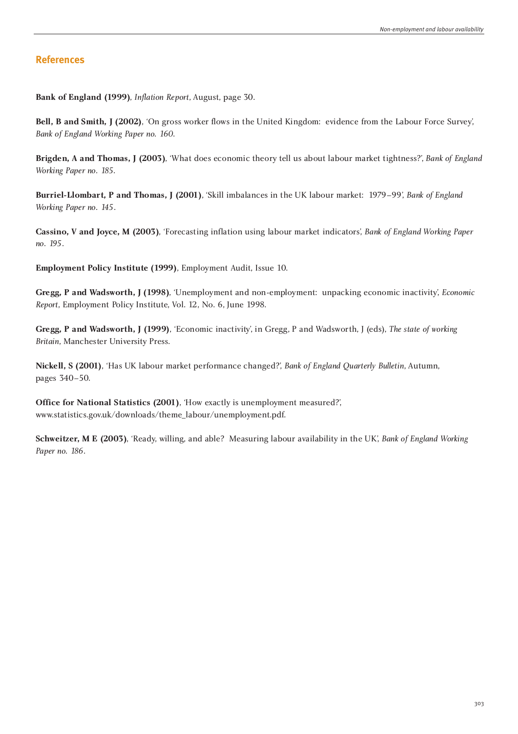## References

**Bank of England (1999)**, *Inflation Report*, August, page 30.

**Bell, B and Smith, J (2002)**, 'On gross worker flows in the United Kingdom: evidence from the Labour Force Survey', *Bank of England Working Paper no. 160*.

**Brigden, A and Thomas, J (2003)**, 'What does economic theory tell us about labour market tightness?', *Bank of England Working Paper no. 185*.

**Burriel-Llombart, P and Thomas, J (2001)**, 'Skill imbalances in the UK labour market: 1979–99', *Bank of England Working Paper no. 145*.

**Cassino, V and Joyce, M (2003)**, 'Forecasting inflation using labour market indicators', *Bank of England Working Paper no. 195*.

**Employment Policy Institute (1999)**, Employment Audit, Issue 10.

**Gregg, P and Wadsworth, J (1998)**, 'Unemployment and non-employment: unpacking economic inactivity', *Economic Report*, Employment Policy Institute, Vol. 12, No. 6, June 1998.

**Gregg, P and Wadsworth, J (1999)**, 'Economic inactivity', in Gregg, P and Wadsworth, J (eds), *The state of working Britain*, Manchester University Press.

**Nickell, S (2001)**, 'Has UK labour market performance changed?', *Bank of England Quarterly Bulletin*, Autumn, pages 340–50.

**Office for National Statistics (2001)**, 'How exactly is unemployment measured?', www.statistics.gov.uk/downloads/theme_labour/unemployment.pdf.

**Schweitzer, M E (2003)**, 'Ready, willing, and able? Measuring labour availability in the UK', *Bank of England Working Paper no. 186*.